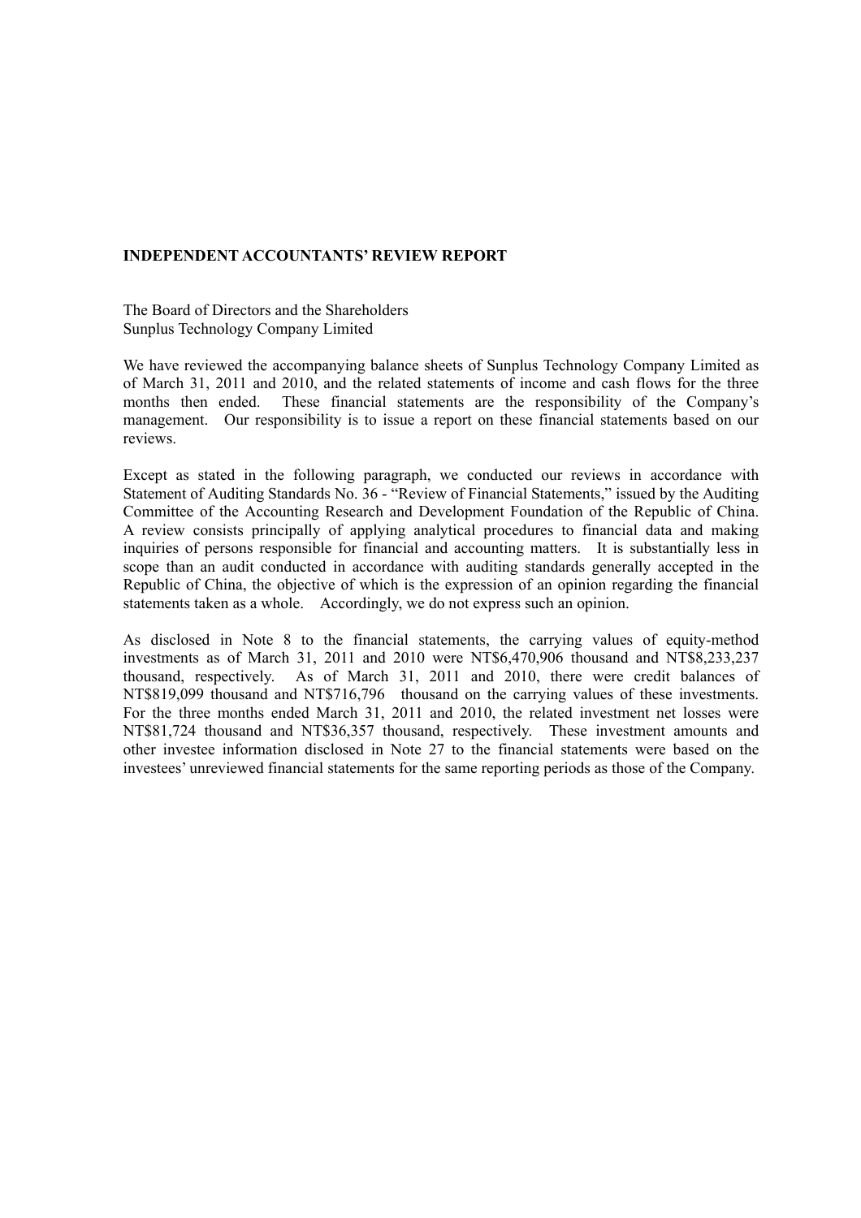**INDEPENDENT ACCOUNTANTS' REVIEW REPORT**

The Board of Directors and the Shareholders
Sunplus Technology Company Limited

We have reviewed the accompanying balance sheets of Sunplus Technology Company Limited as of March 31, 2011 and 2010, and the related statements of income and cash flows for the three months then ended. These financial statements are the responsibility of the Company's management. Our responsibility is to issue a report on these financial statements based on our reviews.

Except as stated in the following paragraph, we conducted our reviews in accordance with Statement of Auditing Standards No. 36 - "Review of Financial Statements," issued by the Auditing Committee of the Accounting Research and Development Foundation of the Republic of China. A review consists principally of applying analytical procedures to financial data and making inquiries of persons responsible for financial and accounting matters. It is substantially less in scope than an audit conducted in accordance with auditing standards generally accepted in the Republic of China, the objective of which is the expression of an opinion regarding the financial statements taken as a whole. Accordingly, we do not express such an opinion.

As disclosed in Note 8 to the financial statements, the carrying values of equity-method investments as of March 31, 2011 and 2010 were NT$6,470,906 thousand and NT$8,233,237 thousand, respectively. As of March 31, 2011 and 2010, there were credit balances of NT$819,099 thousand and NT$716,796 thousand on the carrying values of these investments. For the three months ended March 31, 2011 and 2010, the related investment net losses were NT$81,724 thousand and NT$36,357 thousand, respectively. These investment amounts and other investee information disclosed in Note 27 to the financial statements were based on the investees' unreviewed financial statements for the same reporting periods as those of the Company.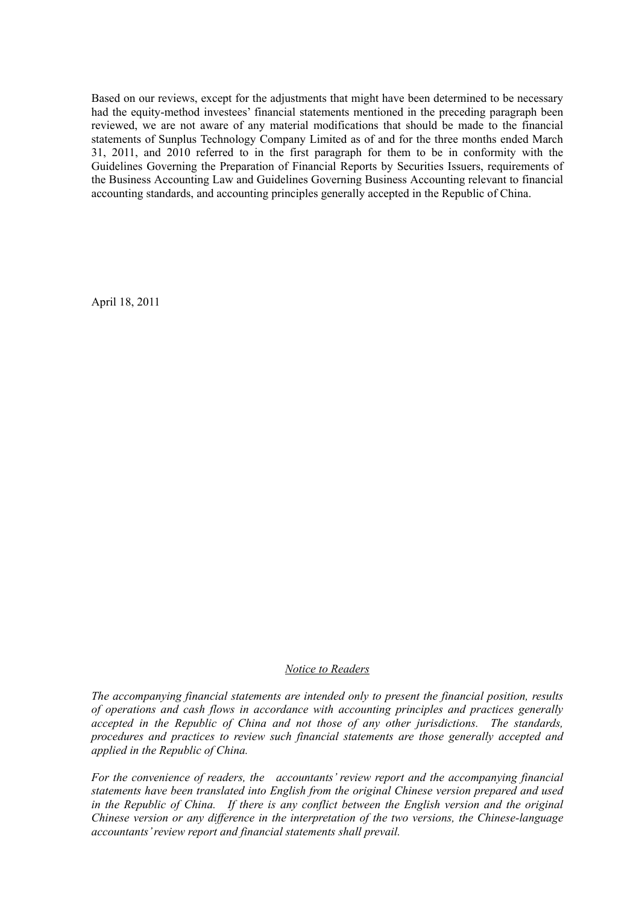Based on our reviews, except for the adjustments that might have been determined to be necessary had the equity-method investees' financial statements mentioned in the preceding paragraph been reviewed, we are not aware of any material modifications that should be made to the financial statements of Sunplus Technology Company Limited as of and for the three months ended March 31, 2011, and 2010 referred to in the first paragraph for them to be in conformity with the Guidelines Governing the Preparation of Financial Reports by Securities Issuers, requirements of the Business Accounting Law and Guidelines Governing Business Accounting relevant to financial accounting standards, and accounting principles generally accepted in the Republic of China.

April 18, 2011

## Notice to Readers

*The accompanying financial statements are intended only to present the financial position, results of operations and cash flows in accordance with accounting principles and practices generally accepted in the Republic of China and not those of any other jurisdictions. The standards, procedures and practices to review such financial statements are those generally accepted and applied in the Republic of China.*

*For the convenience of readers, the accountants' review report and the accompanying financial statements have been translated into English from the original Chinese version prepared and used in the Republic of China. If there is any conflict between the English version and the original Chinese version or any difference in the interpretation of the two versions, the Chinese-language accountants' review report and financial statements shall prevail.*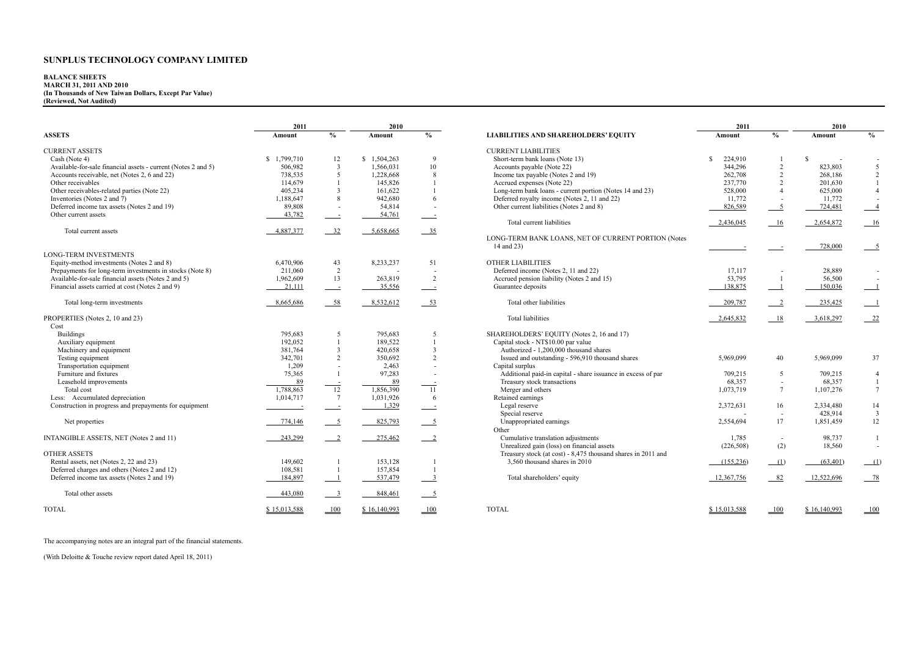# SUNPLUS TECHNOLOGY COMPANY LIMITED

**BALANCE SHEETS**
**MARCH 31, 2011 AND 2010**
**(In Thousands of New Taiwan Dollars, Except Par Value)**
**(Reviewed, Not Audited)**

| ASSETS | 2011 Amount | % | 2010 Amount | % |
|---|---|---|---|---|
| CURRENT ASSETS | | | | |
| Cash (Note 4) | $ 1,799,710 | 12 | $ 1,504,263 | 9 |
| Available-for-sale financial assets - current (Notes 2 and 5) | 506,982 | 3 | 1,566,031 | 10 |
| Accounts receivable, net (Notes 2, 6 and 22) | 738,535 | 5 | 1,228,668 | 8 |
| Other receivables | 114,679 | 1 | 145,826 | 1 |
| Other receivables-related parties (Note 22) | 405,234 | 3 | 161,622 | 1 |
| Inventories (Notes 2 and 7) | 1,188,647 | 8 | 942,680 | 6 |
| Deferred income tax assets (Notes 2 and 19) | 89,808 | - | 54,814 | - |
| Other current assets | 43,782 | - | 54,761 | - |
| Total current assets | 4,887,377 | 32 | 5,658,665 | 35 |
| LONG-TERM INVESTMENTS | | | | |
| Equity-method investments (Notes 2 and 8) | 6,470,906 | 43 | 8,233,237 | 51 |
| Prepayments for long-term investments in stocks (Note 8) | 211,060 | 2 | - | - |
| Available-for-sale financial assets (Notes 2 and 5) | 1,962,609 | 13 | 263,819 | 2 |
| Financial assets carried at cost (Notes 2 and 9) | 21,111 | - | 35,556 | - |
| Total long-term investments | 8,665,686 | 58 | 8,532,612 | 53 |
| PROPERTIES (Notes 2, 10 and 23) | | | | |
| Cost | | | | |
| Buildings | 795,683 | 5 | 795,683 | 5 |
| Auxiliary equipment | 192,052 | 1 | 189,522 | 1 |
| Machinery and equipment | 381,764 | 3 | 420,658 | 3 |
| Testing equipment | 342,701 | 2 | 350,692 | 2 |
| Transportation equipment | 1,209 | - | 2,463 | - |
| Furniture and fixtures | 75,365 | 1 | 97,283 | - |
| Leasehold improvements | 89 | - | 89 | - |
| Total cost | 1,788,863 | 12 | 1,856,390 | 11 |
| Less: Accumulated depreciation | 1,014,717 | 7 | 1,031,926 | 6 |
| Construction in progress and prepayments for equipment | - | - | 1,329 | - |
| Net properties | 774,146 | 5 | 825,793 | 5 |
| INTANGIBLE ASSETS, NET (Notes 2 and 11) | 243,299 | 2 | 275,462 | 2 |
| OTHER ASSETS | | | | |
| Rental assets, net (Notes 2, 22 and 23) | 149,602 | 1 | 153,128 | 1 |
| Deferred charges and others (Notes 2 and 12) | 108,581 | 1 | 157,854 | 1 |
| Deferred income tax assets (Notes 2 and 19) | 184,897 | 1 | 537,479 | 3 |
| Total other assets | 443,080 | 3 | 848,461 | 5 |
| TOTAL | $ 15,013,588 | 100 | $ 16,140,993 | 100 |

| LIABILITIES AND SHAREHOLDERS' EQUITY | 2011 Amount | % | 2010 Amount | % |
|---|---|---|---|---|
| CURRENT LIABILITIES | | | | |
| Short-term bank loans (Note 13) | $ 224,910 | 1 | $ - | - |
| Accounts payable (Note 22) | 344,296 | 2 | 823,803 | 5 |
| Income tax payable (Notes 2 and 19) | 262,708 | 2 | 268,186 | 2 |
| Accrued expenses (Note 22) | 237,770 | 2 | 201,630 | 1 |
| Long-term bank loans - current portion (Notes 14 and 23) | 528,000 | 4 | 625,000 | 4 |
| Deferred royalty income (Notes 2, 11 and 22) | 11,772 | - | 11,772 | - |
| Other current liabilities (Notes 2 and 8) | 826,589 | 5 | 724,481 | 4 |
| Total current liabilities | 2,436,045 | 16 | 2,654,872 | 16 |
| LONG-TERM BANK LOANS, NET OF CURRENT PORTION (Notes 14 and 23) | - | - | 728,000 | 5 |
| OTHER LIABILITIES | | | | |
| Deferred income (Notes 2, 11 and 22) | 17,117 | - | 28,889 | - |
| Accrued pension liability (Notes 2 and 15) | 53,795 | 1 | 56,500 | - |
| Guarantee deposits | 138,875 | 1 | 150,036 | 1 |
| Total other liabilities | 209,787 | 2 | 235,425 | 1 |
| Total liabilities | 2,645,832 | 18 | 3,618,297 | 22 |
| SHAREHOLDERS' EQUITY (Notes 2, 16 and 17) | | | | |
| Capital stock - NT$10.00 par value | | | | |
| Authorized - 1,200,000 thousand shares | | | | |
| Issued and outstanding - 596,910 thousand shares | 5,969,099 | 40 | 5,969,099 | 37 |
| Capital surplus | | | | |
| Additional paid-in capital - share issuance in excess of par | 709,215 | 5 | 709,215 | 4 |
| Treasury stock transactions | 68,357 | - | 68,357 | 1 |
| Merger and others | 1,073,719 | 7 | 1,107,276 | 7 |
| Retained earnings | | | | |
| Legal reserve | 2,372,631 | 16 | 2,334,480 | 14 |
| Special reserve | - | - | 428,914 | 3 |
| Unappropriated earnings | 2,554,694 | 17 | 1,851,459 | 12 |
| Other | | | | |
| Cumulative translation adjustments | 1,785 | - | 98,737 | 1 |
| Unrealized gain (loss) on financial assets | (226,508) | (2) | 18,560 | - |
| Treasury stock (at cost) - 8,475 thousand shares in 2011 and 3,560 thousand shares in 2010 | (155,236) | (1) | (63,401) | (1) |
| Total shareholders' equity | 12,367,756 | 82 | 12,522,696 | 78 |
| TOTAL | $ 15,013,588 | 100 | $ 16,140,993 | 100 |

The accompanying notes are an integral part of the financial statements.

(With Deloitte & Touche review report dated April 18, 2011)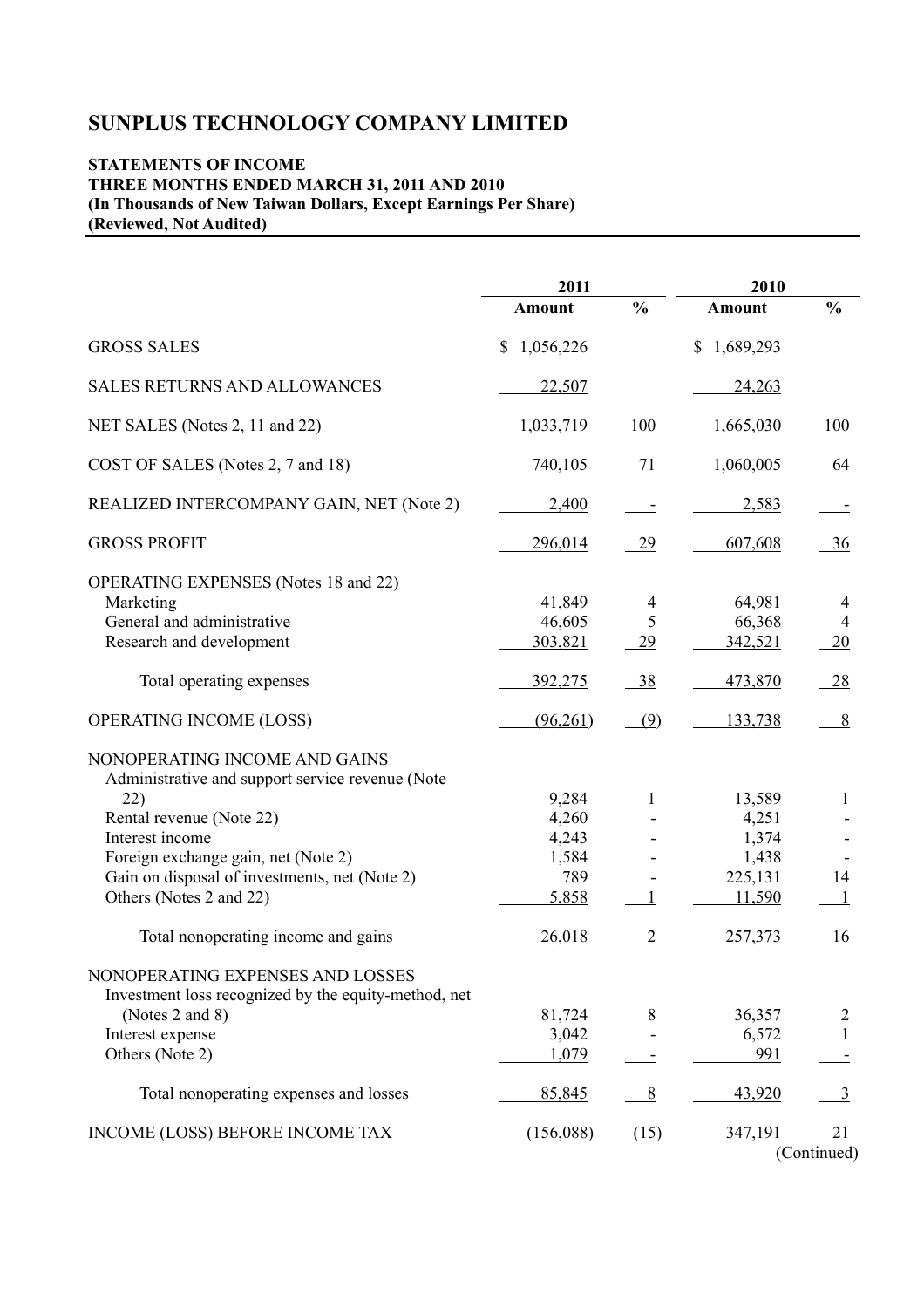# SUNPLUS TECHNOLOGY COMPANY LIMITED

**STATEMENTS OF INCOME**
**THREE MONTHS ENDED MARCH 31, 2011 AND 2010**
**(In Thousands of New Taiwan Dollars, Except Earnings Per Share)**
**(Reviewed, Not Audited)**

| | 2011 | | 2010 | |
|---|---|---|---|---|
| | **Amount** | **%** | **Amount** | **%** |
| GROSS SALES | $ 1,056,226 | | $ 1,689,293 | |
| SALES RETURNS AND ALLOWANCES | 22,507 | | 24,263 | |
| NET SALES (Notes 2, 11 and 22) | 1,033,719 | 100 | 1,665,030 | 100 |
| COST OF SALES (Notes 2, 7 and 18) | 740,105 | 71 | 1,060,005 | 64 |
| REALIZED INTERCOMPANY GAIN, NET (Note 2) | 2,400 | - | 2,583 | - |
| GROSS PROFIT | 296,014 | 29 | 607,608 | 36 |
| OPERATING EXPENSES (Notes 18 and 22) | | | | |
| Marketing | 41,849 | 4 | 64,981 | 4 |
| General and administrative | 46,605 | 5 | 66,368 | 4 |
| Research and development | 303,821 | 29 | 342,521 | 20 |
| Total operating expenses | 392,275 | 38 | 473,870 | 28 |
| OPERATING INCOME (LOSS) | (96,261) | (9) | 133,738 | 8 |
| NONOPERATING INCOME AND GAINS | | | | |
| Administrative and support service revenue (Note 22) | 9,284 | 1 | 13,589 | 1 |
| Rental revenue (Note 22) | 4,260 | - | 4,251 | - |
| Interest income | 4,243 | - | 1,374 | - |
| Foreign exchange gain, net (Note 2) | 1,584 | - | 1,438 | - |
| Gain on disposal of investments, net (Note 2) | 789 | - | 225,131 | 14 |
| Others (Notes 2 and 22) | 5,858 | 1 | 11,590 | 1 |
| Total nonoperating income and gains | 26,018 | 2 | 257,373 | 16 |
| NONOPERATING EXPENSES AND LOSSES | | | | |
| Investment loss recognized by the equity-method, net (Notes 2 and 8) | 81,724 | 8 | 36,357 | 2 |
| Interest expense | 3,042 | - | 6,572 | 1 |
| Others (Note 2) | 1,079 | - | 991 | - |
| Total nonoperating expenses and losses | 85,845 | 8 | 43,920 | 3 |
| INCOME (LOSS) BEFORE INCOME TAX | (156,088) | (15) | 347,191 | 21 |

(Continued)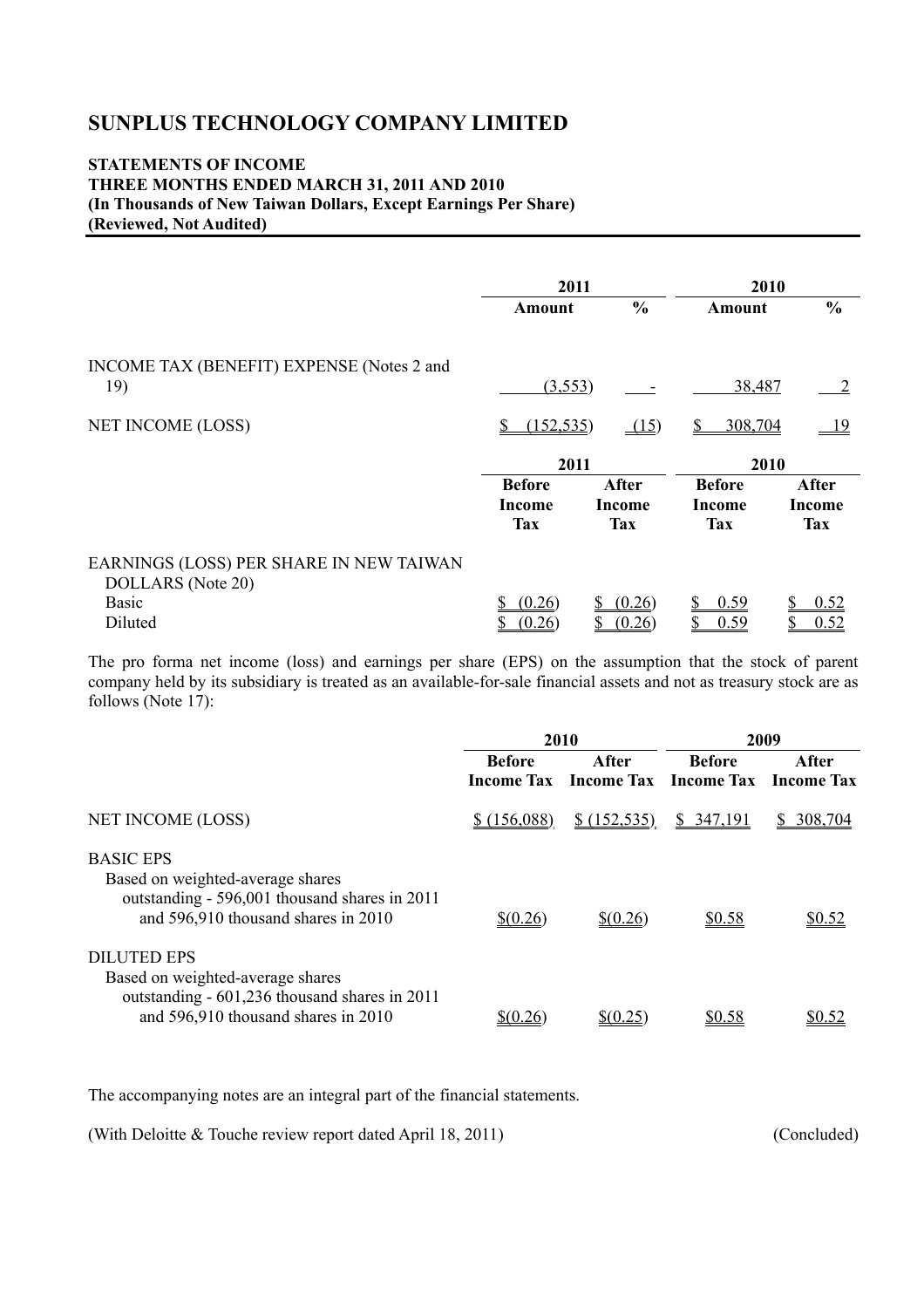# SUNPLUS TECHNOLOGY COMPANY LIMITED

**STATEMENTS OF INCOME**
**THREE MONTHS ENDED MARCH 31, 2011 AND 2010**
**(In Thousands of New Taiwan Dollars, Except Earnings Per Share)**
**(Reviewed, Not Audited)**

| | 2011 | | 2010 | |
|---|---|---|---|---|
| | **Amount** | **%** | **Amount** | **%** |
| INCOME TAX (BENEFIT) EXPENSE (Notes 2 and 19) | (3,553) | - | 38,487 | 2 |
| NET INCOME (LOSS) | $ (152,535) | (15) | $ 308,704 | 19 |

| | 2011 | | 2010 | |
|---|---|---|---|---|
| | **Before Income Tax** | **After Income Tax** | **Before Income Tax** | **After Income Tax** |
| EARNINGS (LOSS) PER SHARE IN NEW TAIWAN DOLLARS (Note 20) | | | | |
| Basic | $ (0.26) | $ (0.26) | $ 0.59 | $ 0.52 |
| Diluted | $ (0.26) | $ (0.26) | $ 0.59 | $ 0.52 |

The pro forma net income (loss) and earnings per share (EPS) on the assumption that the stock of parent company held by its subsidiary is treated as an available-for-sale financial assets and not as treasury stock are as follows (Note 17):

| | 2010 | | 2009 | |
|---|---|---|---|---|
| | **Before Income Tax** | **After Income Tax** | **Before Income Tax** | **After Income Tax** |
| NET INCOME (LOSS) | $ (156,088) | $ (152,535) | $ 347,191 | $ 308,704 |
| BASIC EPS<br>Based on weighted-average shares outstanding - 596,001 thousand shares in 2011 and 596,910 thousand shares in 2010 | $(0.26) | $(0.26) | $0.58 | $0.52 |
| DILUTED EPS<br>Based on weighted-average shares outstanding - 601,236 thousand shares in 2011 and 596,910 thousand shares in 2010 | $(0.26) | $(0.25) | $0.58 | $0.52 |

The accompanying notes are an integral part of the financial statements.

(With Deloitte & Touche review report dated April 18, 2011) (Concluded)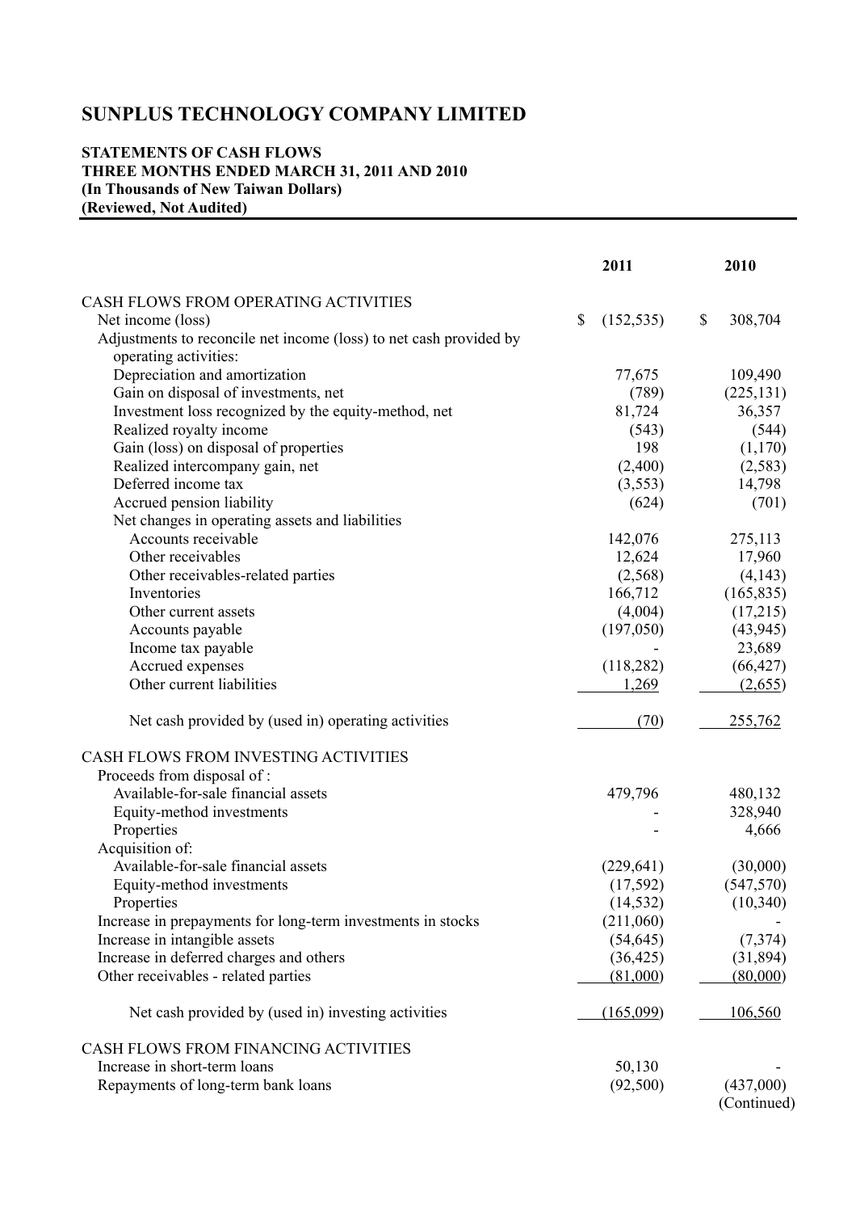# SUNPLUS TECHNOLOGY COMPANY LIMITED

**STATEMENTS OF CASH FLOWS**
**THREE MONTHS ENDED MARCH 31, 2011 AND 2010**
**(In Thousands of New Taiwan Dollars)**
**(Reviewed, Not Audited)**

| | 2011 | 2010 |
|---|---|---|
| CASH FLOWS FROM OPERATING ACTIVITIES | | |
| Net income (loss) | $ (152,535) | $ 308,704 |
| Adjustments to reconcile net income (loss) to net cash provided by operating activities: | | |
| Depreciation and amortization | 77,675 | 109,490 |
| Gain on disposal of investments, net | (789) | (225,131) |
| Investment loss recognized by the equity-method, net | 81,724 | 36,357 |
| Realized royalty income | (543) | (544) |
| Gain (loss) on disposal of properties | 198 | (1,170) |
| Realized intercompany gain, net | (2,400) | (2,583) |
| Deferred income tax | (3,553) | 14,798 |
| Accrued pension liability | (624) | (701) |
| Net changes in operating assets and liabilities | | |
| Accounts receivable | 142,076 | 275,113 |
| Other receivables | 12,624 | 17,960 |
| Other receivables-related parties | (2,568) | (4,143) |
| Inventories | 166,712 | (165,835) |
| Other current assets | (4,004) | (17,215) |
| Accounts payable | (197,050) | (43,945) |
| Income tax payable | - | 23,689 |
| Accrued expenses | (118,282) | (66,427) |
| Other current liabilities | 1,269 | (2,655) |
| Net cash provided by (used in) operating activities | (70) | 255,762 |
| CASH FLOWS FROM INVESTING ACTIVITIES | | |
| Proceeds from disposal of : | | |
| Available-for-sale financial assets | 479,796 | 480,132 |
| Equity-method investments | - | 328,940 |
| Properties | - | 4,666 |
| Acquisition of: | | |
| Available-for-sale financial assets | (229,641) | (30,000) |
| Equity-method investments | (17,592) | (547,570) |
| Properties | (14,532) | (10,340) |
| Increase in prepayments for long-term investments in stocks | (211,060) | - |
| Increase in intangible assets | (54,645) | (7,374) |
| Increase in deferred charges and others | (36,425) | (31,894) |
| Other receivables - related parties | (81,000) | (80,000) |
| Net cash provided by (used in) investing activities | (165,099) | 106,560 |
| CASH FLOWS FROM FINANCING ACTIVITIES | | |
| Increase in short-term loans | 50,130 | - |
| Repayments of long-term bank loans | (92,500) | (437,000) |

(Continued)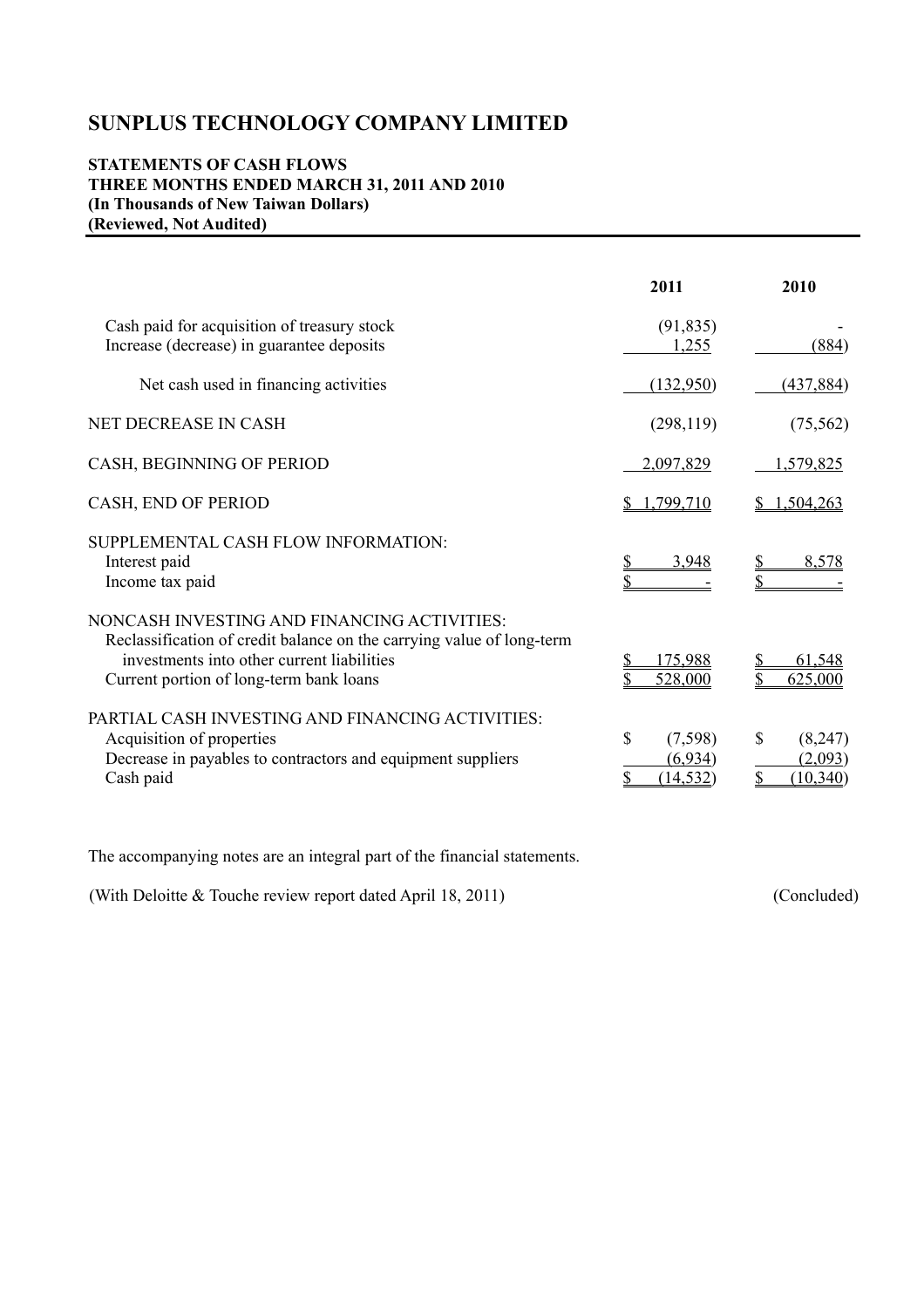# SUNPLUS TECHNOLOGY COMPANY LIMITED

**STATEMENTS OF CASH FLOWS**
**THREE MONTHS ENDED MARCH 31, 2011 AND 2010**
**(In Thousands of New Taiwan Dollars)**
**(Reviewed, Not Audited)**

| | 2011 | 2010 |
|---|---|---|
| Cash paid for acquisition of treasury stock | (91,835) | - |
| Increase (decrease) in guarantee deposits | 1,255 | (884) |
| Net cash used in financing activities | (132,950) | (437,884) |
| NET DECREASE IN CASH | (298,119) | (75,562) |
| CASH, BEGINNING OF PERIOD | 2,097,829 | 1,579,825 |
| CASH, END OF PERIOD | $ 1,799,710 | $ 1,504,263 |
| SUPPLEMENTAL CASH FLOW INFORMATION: | | |
| Interest paid | $ 3,948 | $ 8,578 |
| Income tax paid | $ - | $ - |
| NONCASH INVESTING AND FINANCING ACTIVITIES: | | |
| Reclassification of credit balance on the carrying value of long-term investments into other current liabilities | $ 175,988 | $ 61,548 |
| Current portion of long-term bank loans | $ 528,000 | $ 625,000 |
| PARTIAL CASH INVESTING AND FINANCING ACTIVITIES: | | |
| Acquisition of properties | $ (7,598) | $ (8,247) |
| Decrease in payables to contractors and equipment suppliers | (6,934) | (2,093) |
| Cash paid | $ (14,532) | $ (10,340) |

The accompanying notes are an integral part of the financial statements.

(With Deloitte & Touche review report dated April 18, 2011) (Concluded)